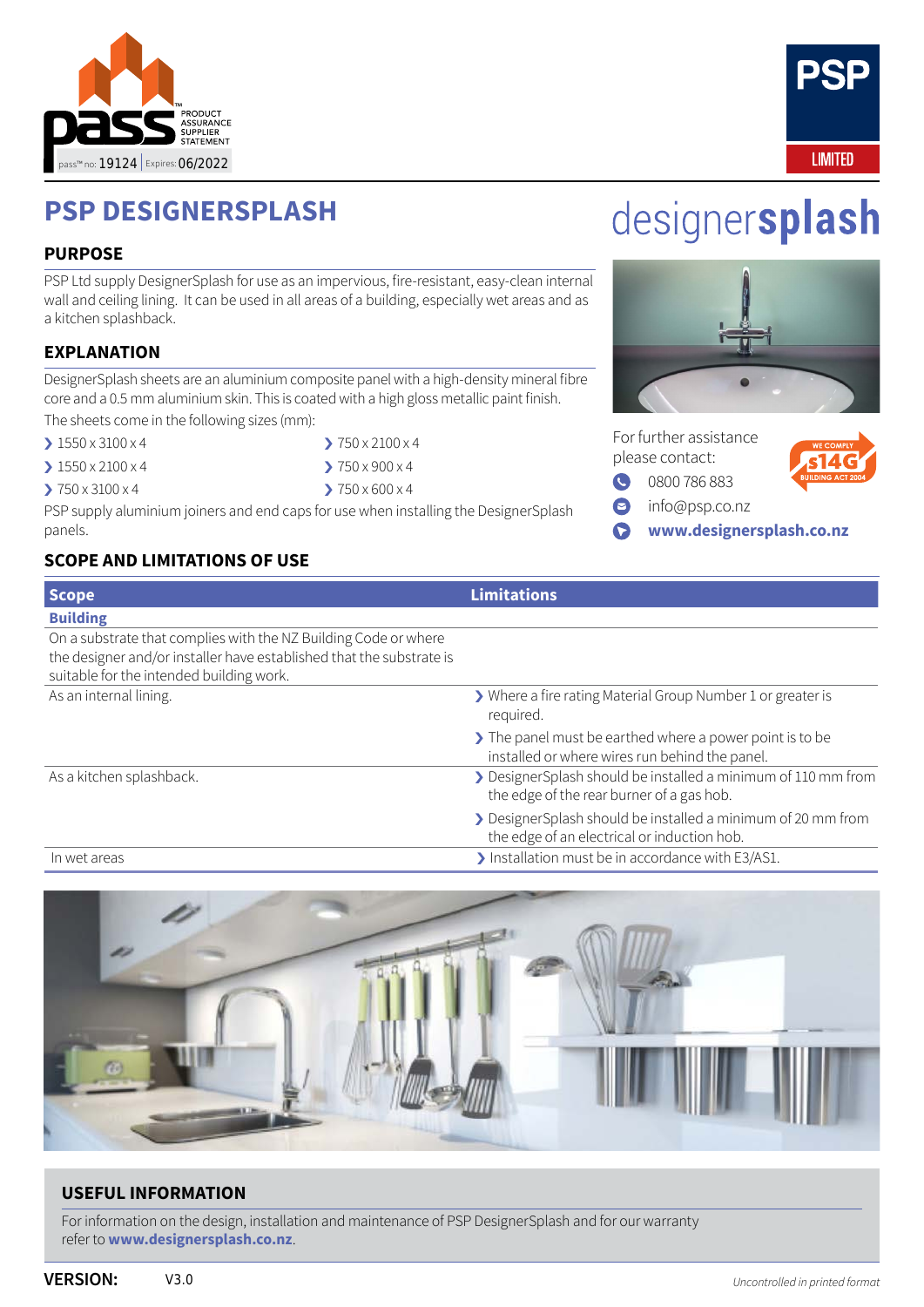pass™ no: 19124 | Expires: 06/2022

PRODUCT ASSURANCE SUPPLIER STATEMENT

PSP LIMITED

# PSP DESIGNERSPLASH

designersplash

## PURPOSE

PSP Ltd supply DesignerSplash for use as an impervious, fire-resistant, easy-clean internal wall and ceiling lining. It can be used in all areas of a building, especially wet areas and as a kitchen splashback.

## EXPLANATION

DesignerSplash sheets are an aluminium composite panel with a high-density mineral fibre core and a 0.5 mm aluminium skin. This is coated with a high gloss metallic paint finish.

The sheets come in the following sizes (mm):

- 1550 x 3100 x 4
- 1550 x 2100 x 4
- 750 x 3100 x 4
- 750 x 2100 x 4
- 750 x 900 x 4
- 750 x 600 x 4

PSP supply aluminium joiners and end caps for use when installing the DesignerSplash panels.

For further assistance please contact:

- 0800 786 883
- info@psp.co.nz
- **www.designersplash.co.nz**

WE COMPLY s14G BUILDING ACT 2004

## SCOPE AND LIMITATIONS OF USE

| Scope | Limitations |
|---|---|
| **Building** | |
| On a substrate that complies with the NZ Building Code or where the designer and/or installer have established that the substrate is suitable for the intended building work. | |
| As an internal lining. | › Where a fire rating Material Group Number 1 or greater is required.<br>› The panel must be earthed where a power point is to be installed or where wires run behind the panel. |
| As a kitchen splashback. | › DesignerSplash should be installed a minimum of 110 mm from the edge of the rear burner of a gas hob.<br>› DesignerSplash should be installed a minimum of 20 mm from the edge of an electrical or induction hob. |
| In wet areas | › Installation must be in accordance with E3/AS1. |

## USEFUL INFORMATION

For information on the design, installation and maintenance of PSP DesignerSplash and for our warranty refer to **www.designersplash.co.nz**.

**VERSION:** V3.0

*Uncontrolled in printed format*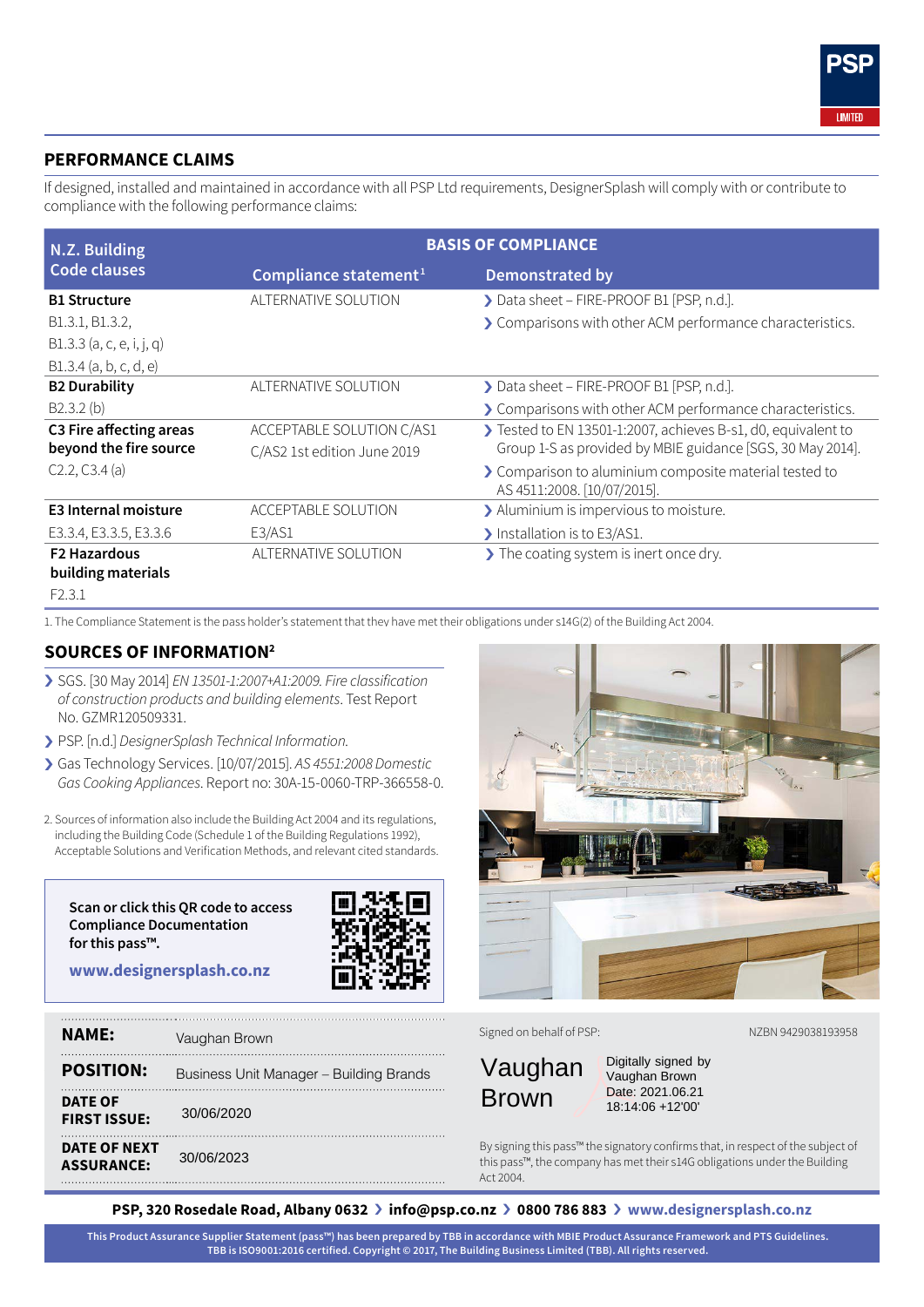## PERFORMANCE CLAIMS

If designed, installed and maintained in accordance with all PSP Ltd requirements, DesignerSplash will comply with or contribute to compliance with the following performance claims:

| N.Z. Building Code clauses | BASIS OF COMPLIANCE | |
|---|---|---|
| | Compliance statement[1] | Demonstrated by |
| **B1 Structure** B1.3.1, B1.3.2, B1.3.3 (a, c, e, i, j, q) B1.3.4 (a, b, c, d, e) | ALTERNATIVE SOLUTION | › Data sheet – FIRE-PROOF B1 [PSP, n.d.]. › Comparisons with other ACM performance characteristics. |
| **B2 Durability** B2.3.2 (b) | ALTERNATIVE SOLUTION | › Data sheet – FIRE-PROOF B1 [PSP, n.d.]. › Comparisons with other ACM performance characteristics. |
| **C3 Fire affecting areas beyond the fire source** C2.2, C3.4 (a) | ACCEPTABLE SOLUTION C/AS1 C/AS2 1st edition June 2019 | › Tested to EN 13501-1:2007, achieves B-s1, d0, equivalent to Group 1-S as provided by MBIE guidance [SGS, 30 May 2014]. › Comparison to aluminium composite material tested to AS 4511:2008. [10/07/2015]. |
| **E3 Internal moisture** E3.3.4, E3.3.5, E3.3.6 | ACCEPTABLE SOLUTION E3/AS1 | › Aluminium is impervious to moisture. › Installation is to E3/AS1. |
| **F2 Hazardous building materials** F2.3.1 | ALTERNATIVE SOLUTION | › The coating system is inert once dry. |

1. The Compliance Statement is the pass holder's statement that they have met their obligations under s14G(2) of the Building Act 2004.

## SOURCES OF INFORMATION[2]

- SGS. [30 May 2014] *EN 13501-1:2007+A1:2009. Fire classification of construction products and building elements*. Test Report No. GZMR120509331.
- PSP. [n.d.] *DesignerSplash Technical Information.*
- Gas Technology Services. [10/07/2015]. *AS 4551:2008 Domestic Gas Cooking Appliances*. Report no: 30A-15-0060-TRP-366558-0.

2. Sources of information also include the Building Act 2004 and its regulations, including the Building Code (Schedule 1 of the Building Regulations 1992), Acceptable Solutions and Verification Methods, and relevant cited standards.

**Scan or click this QR code to access Compliance Documentation for this pass™.**

**www.designersplash.co.nz**

| | |
|---|---|
| **NAME:** | Vaughan Brown |
| **POSITION:** | Business Unit Manager – Building Brands |
| **DATE OF FIRST ISSUE:** | 30/06/2020 |
| **DATE OF NEXT ASSURANCE:** | 30/06/2023 |

Signed on behalf of PSP:

NZBN 9429038193958

Vaughan Brown

Digitally signed by Vaughan Brown
Date: 2021.06.21 18:14:06 +12'00'

By signing this pass™ the signatory confirms that, in respect of the subject of this pass™, the company has met their s14G obligations under the Building Act 2004.

**PSP, 320 Rosedale Road, Albany 0632 › info@psp.co.nz › 0800 786 883 › www.designersplash.co.nz**

**This Product Assurance Supplier Statement (pass™) has been prepared by TBB in accordance with MBIE Product Assurance Framework and PTS Guidelines. TBB is ISO9001:2016 certified. Copyright © 2017, The Building Business Limited (TBB). All rights reserved.**